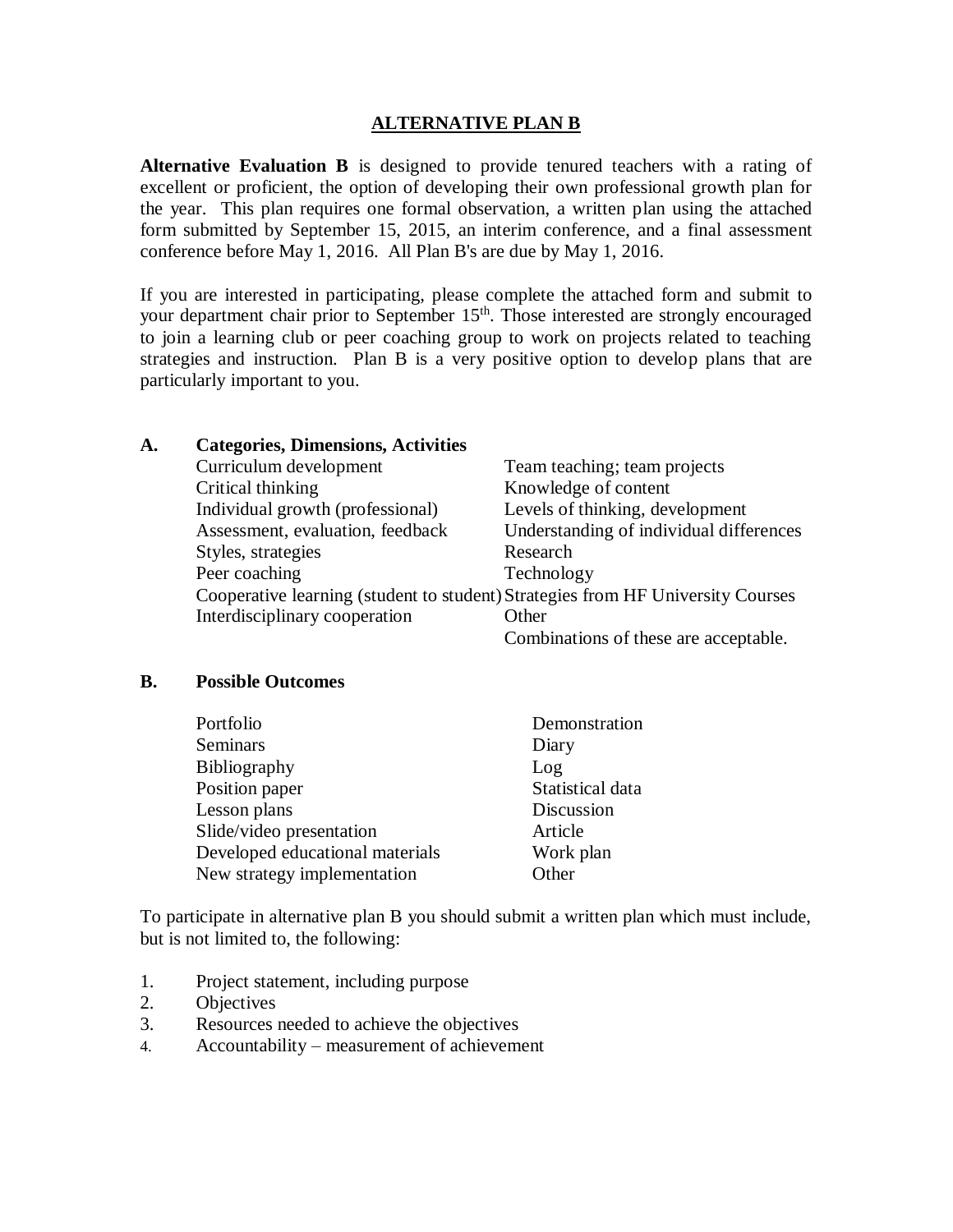# ALTERNATIVE PLAN B

**Alternative Evaluation B** is designed to provide tenured teachers with a rating of excellent or proficient, the option of developing their own professional growth plan for the year. This plan requires one formal observation, a written plan using the attached form submitted by September 15, 2015, an interim conference, and a final assessment conference before May 1, 2016. All Plan B's are due by May 1, 2016.

If you are interested in participating, please complete the attached form and submit to your department chair prior to September 15th. Those interested are strongly encouraged to join a learning club or peer coaching group to work on projects related to teaching strategies and instruction. Plan B is a very positive option to develop plans that are particularly important to you.

## A. Categories, Dimensions, Activities

- Curriculum development
- Critical thinking
- Individual growth (professional)
- Assessment, evaluation, feedback
- Styles, strategies
- Peer coaching
- Cooperative learning (student to student)
- Interdisciplinary cooperation
- Team teaching; team projects
- Knowledge of content
- Levels of thinking, development
- Understanding of individual differences
- Research
- Technology
- Strategies from HF University Courses
- Other

Combinations of these are acceptable.

## B. Possible Outcomes

- Portfolio
- Seminars
- Bibliography
- Position paper
- Lesson plans
- Slide/video presentation
- Developed educational materials
- New strategy implementation
- Demonstration
- Diary
- Log
- Statistical data
- Discussion
- Article
- Work plan
- Other

To participate in alternative plan B you should submit a written plan which must include, but is not limited to, the following:

1. Project statement, including purpose
2. Objectives
3. Resources needed to achieve the objectives
4. Accountability – measurement of achievement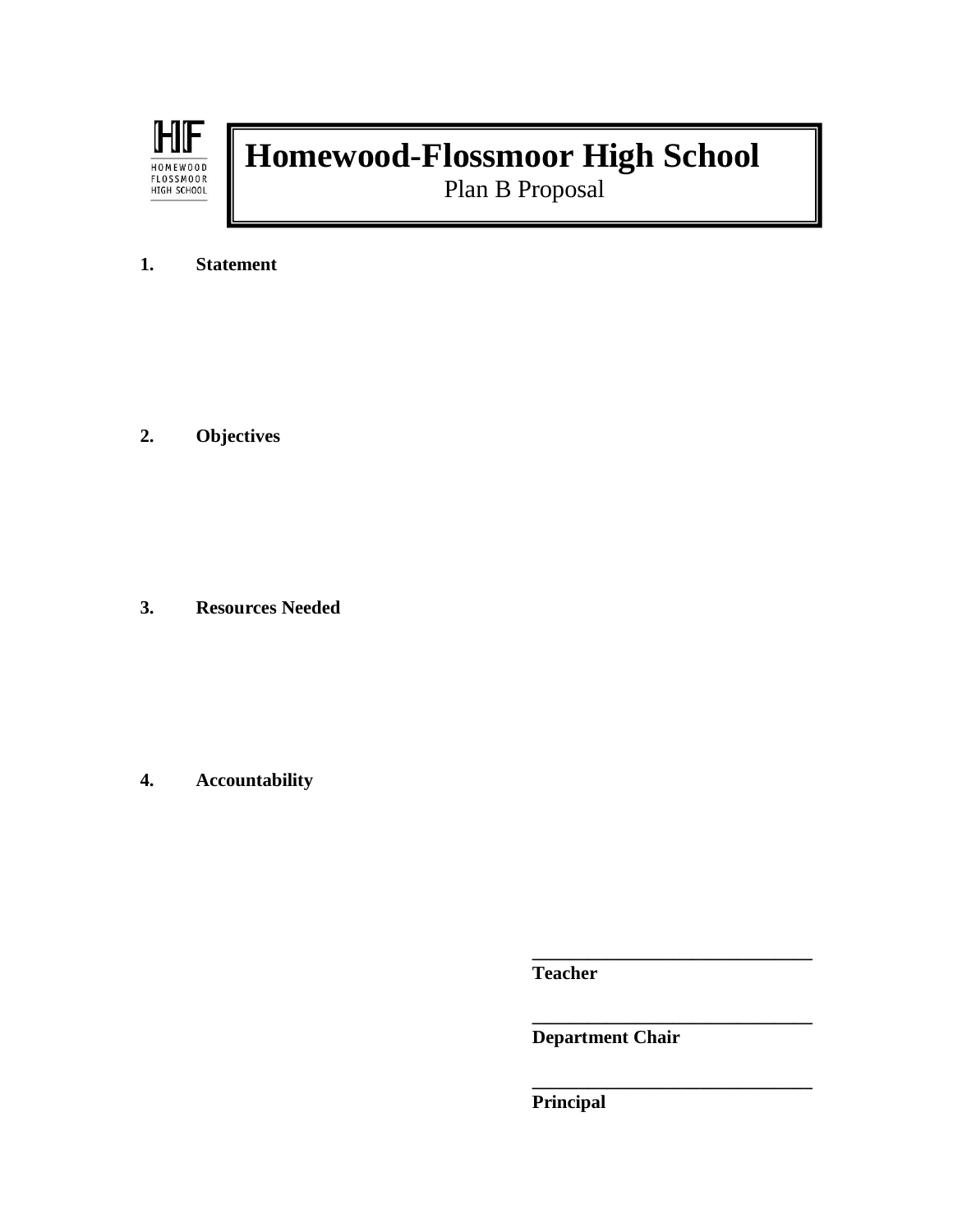# Homewood-Flossmoor High School

Plan B Proposal

**1. Statement**

**2. Objectives**

**3. Resources Needed**

**4. Accountability**

______________________________
**Teacher**

______________________________
**Department Chair**

______________________________
**Principal**